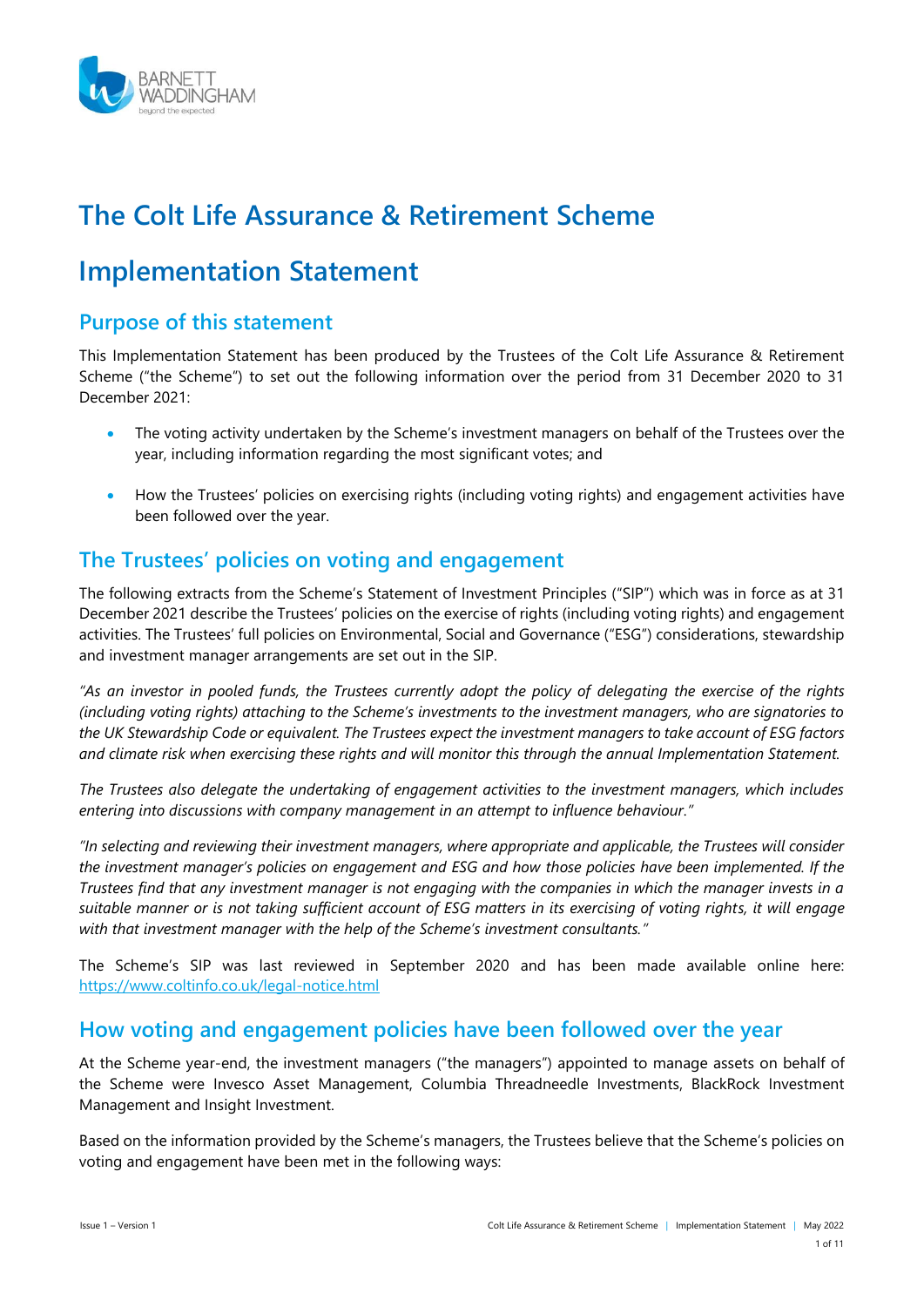# The Colt Life Assurance & Retirement Scheme

# Implementation Statement

## Purpose of this statement

This Implementation Statement has been produced by the Trustees of the Colt Life Assurance & Retirement Scheme ("the Scheme") to set out the following information over the period from 31 December 2020 to 31 December 2021:

- The voting activity undertaken by the Scheme's investment managers on behalf of the Trustees over the year, including information regarding the most significant votes; and
- How the Trustees' policies on exercising rights (including voting rights) and engagement activities have been followed over the year.

## The Trustees' policies on voting and engagement

The following extracts from the Scheme's Statement of Investment Principles ("SIP") which was in force as at 31 December 2021 describe the Trustees' policies on the exercise of rights (including voting rights) and engagement activities. The Trustees' full policies on Environmental, Social and Governance ("ESG") considerations, stewardship and investment manager arrangements are set out in the SIP.

*"As an investor in pooled funds, the Trustees currently adopt the policy of delegating the exercise of the rights (including voting rights) attaching to the Scheme's investments to the investment managers, who are signatories to the UK Stewardship Code or equivalent. The Trustees expect the investment managers to take account of ESG factors and climate risk when exercising these rights and will monitor this through the annual Implementation Statement.*

*The Trustees also delegate the undertaking of engagement activities to the investment managers, which includes entering into discussions with company management in an attempt to influence behaviour."*

*"In selecting and reviewing their investment managers, where appropriate and applicable, the Trustees will consider the investment manager's policies on engagement and ESG and how those policies have been implemented. If the Trustees find that any investment manager is not engaging with the companies in which the manager invests in a suitable manner or is not taking sufficient account of ESG matters in its exercising of voting rights, it will engage with that investment manager with the help of the Scheme's investment consultants."*

The Scheme's SIP was last reviewed in September 2020 and has been made available online here: https://www.coltinfo.co.uk/legal-notice.html

## How voting and engagement policies have been followed over the year

At the Scheme year-end, the investment managers ("the managers") appointed to manage assets on behalf of the Scheme were Invesco Asset Management, Columbia Threadneedle Investments, BlackRock Investment Management and Insight Investment.

Based on the information provided by the Scheme's managers, the Trustees believe that the Scheme's policies on voting and engagement have been met in the following ways: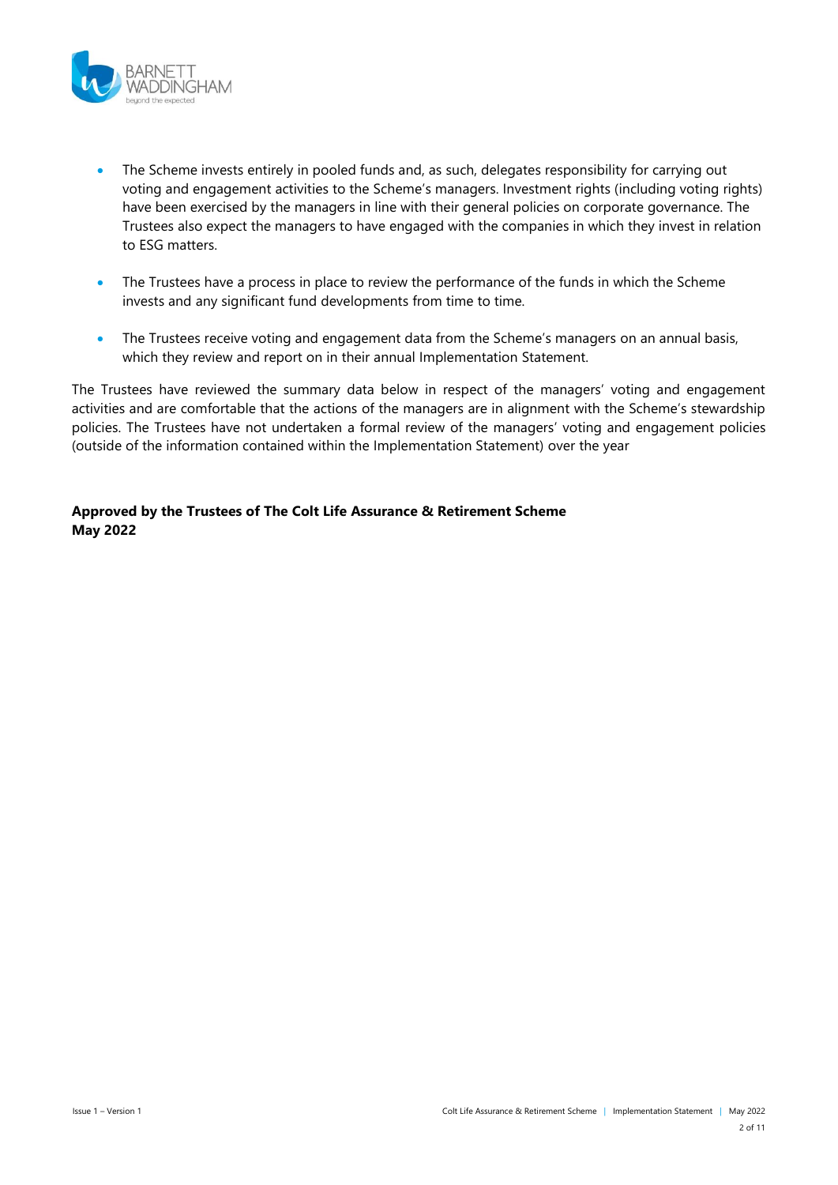- The Scheme invests entirely in pooled funds and, as such, delegates responsibility for carrying out voting and engagement activities to the Scheme's managers. Investment rights (including voting rights) have been exercised by the managers in line with their general policies on corporate governance. The Trustees also expect the managers to have engaged with the companies in which they invest in relation to ESG matters.

- The Trustees have a process in place to review the performance of the funds in which the Scheme invests and any significant fund developments from time to time.

- The Trustees receive voting and engagement data from the Scheme's managers on an annual basis, which they review and report on in their annual Implementation Statement.

The Trustees have reviewed the summary data below in respect of the managers' voting and engagement activities and are comfortable that the actions of the managers are in alignment with the Scheme's stewardship policies. The Trustees have not undertaken a formal review of the managers' voting and engagement policies (outside of the information contained within the Implementation Statement) over the year

**Approved by the Trustees of The Colt Life Assurance & Retirement Scheme**
**May 2022**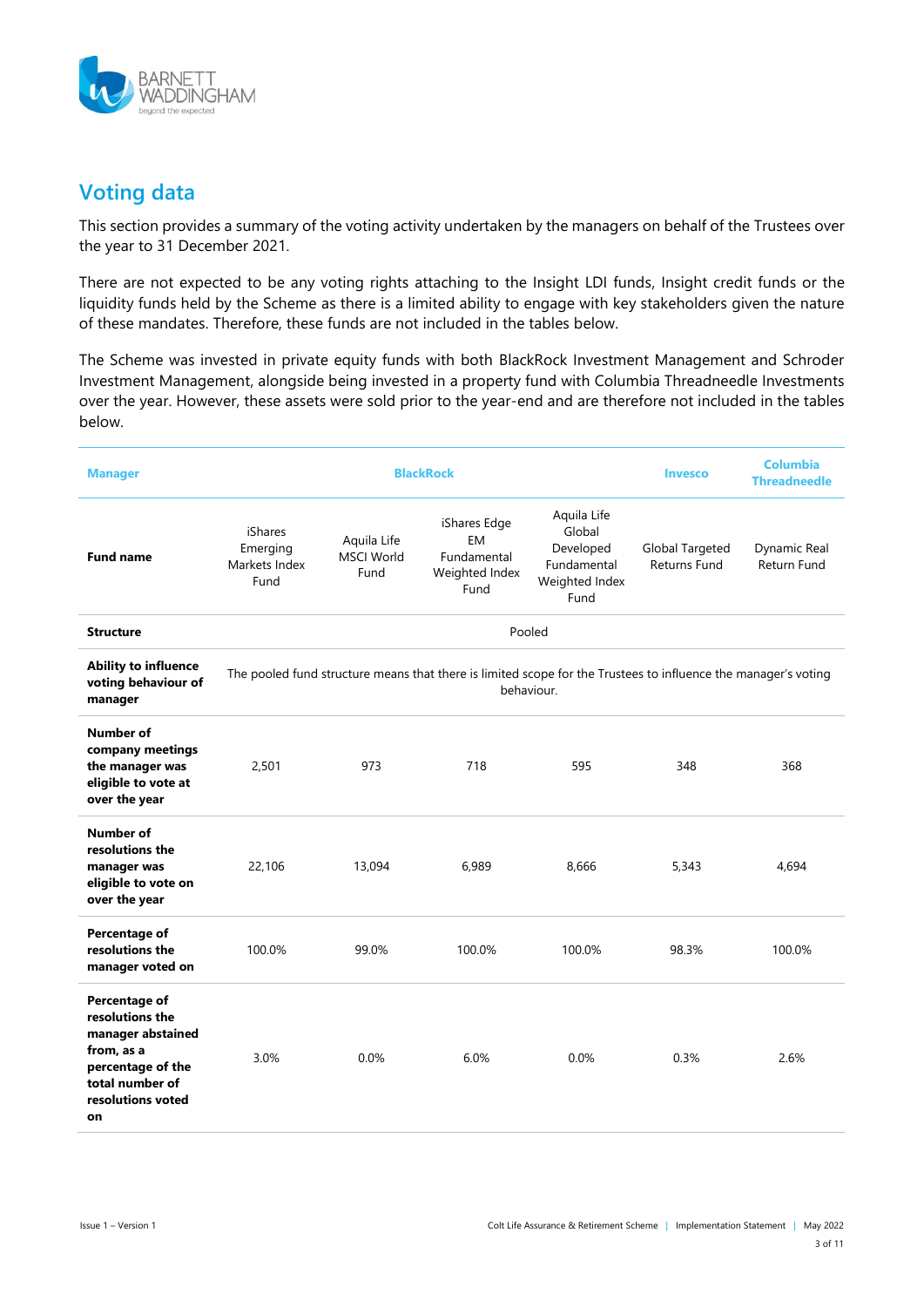## Voting data

This section provides a summary of the voting activity undertaken by the managers on behalf of the Trustees over the year to 31 December 2021.

There are not expected to be any voting rights attaching to the Insight LDI funds, Insight credit funds or the liquidity funds held by the Scheme as there is a limited ability to engage with key stakeholders given the nature of these mandates. Therefore, these funds are not included in the tables below.

The Scheme was invested in private equity funds with both BlackRock Investment Management and Schroder Investment Management, alongside being invested in a property fund with Columbia Threadneedle Investments over the year. However, these assets were sold prior to the year-end and are therefore not included in the tables below.

| Manager | BlackRock | | | | Invesco | Columbia Threadneedle |
|---|---|---|---|---|---|---|
| **Fund name** | iShares Emerging Markets Index Fund | Aquila Life MSCI World Fund | iShares Edge EM Fundamental Weighted Index Fund | Aquila Life Global Developed Fundamental Weighted Index Fund | Global Targeted Returns Fund | Dynamic Real Return Fund |
| **Structure** | Pooled | | | | | |
| **Ability to influence voting behaviour of manager** | The pooled fund structure means that there is limited scope for the Trustees to influence the manager's voting behaviour. | | | | | |
| **Number of company meetings the manager was eligible to vote at over the year** | 2,501 | 973 | 718 | 595 | 348 | 368 |
| **Number of resolutions the manager was eligible to vote on over the year** | 22,106 | 13,094 | 6,989 | 8,666 | 5,343 | 4,694 |
| **Percentage of resolutions the manager voted on** | 100.0% | 99.0% | 100.0% | 100.0% | 98.3% | 100.0% |
| **Percentage of resolutions the manager abstained from, as a percentage of the total number of resolutions voted on** | 3.0% | 0.0% | 6.0% | 0.0% | 0.3% | 2.6% |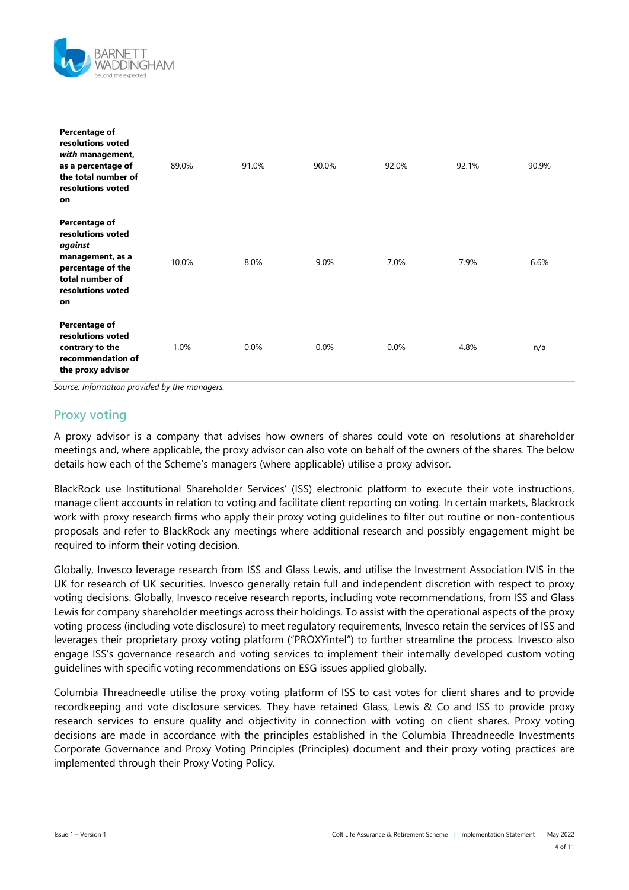| | | | | | | |
|---|---|---|---|---|---|---|
| **Percentage of resolutions voted *with* management, as a percentage of the total number of resolutions voted on** | 89.0% | 91.0% | 90.0% | 92.0% | 92.1% | 90.9% |
| **Percentage of resolutions voted *against* management, as a percentage of the total number of resolutions voted on** | 10.0% | 8.0% | 9.0% | 7.0% | 7.9% | 6.6% |
| **Percentage of resolutions voted contrary to the recommendation of the proxy advisor** | 1.0% | 0.0% | 0.0% | 0.0% | 4.8% | n/a |

*Source: Information provided by the managers.*

## Proxy voting

A proxy advisor is a company that advises how owners of shares could vote on resolutions at shareholder meetings and, where applicable, the proxy advisor can also vote on behalf of the owners of the shares. The below details how each of the Scheme's managers (where applicable) utilise a proxy advisor.

BlackRock use Institutional Shareholder Services' (ISS) electronic platform to execute their vote instructions, manage client accounts in relation to voting and facilitate client reporting on voting. In certain markets, Blackrock work with proxy research firms who apply their proxy voting guidelines to filter out routine or non-contentious proposals and refer to BlackRock any meetings where additional research and possibly engagement might be required to inform their voting decision.

Globally, Invesco leverage research from ISS and Glass Lewis, and utilise the Investment Association IVIS in the UK for research of UK securities. Invesco generally retain full and independent discretion with respect to proxy voting decisions. Globally, Invesco receive research reports, including vote recommendations, from ISS and Glass Lewis for company shareholder meetings across their holdings. To assist with the operational aspects of the proxy voting process (including vote disclosure) to meet regulatory requirements, Invesco retain the services of ISS and leverages their proprietary proxy voting platform ("PROXYintel") to further streamline the process. Invesco also engage ISS's governance research and voting services to implement their internally developed custom voting guidelines with specific voting recommendations on ESG issues applied globally.

Columbia Threadneedle utilise the proxy voting platform of ISS to cast votes for client shares and to provide recordkeeping and vote disclosure services. They have retained Glass, Lewis & Co and ISS to provide proxy research services to ensure quality and objectivity in connection with voting on client shares. Proxy voting decisions are made in accordance with the principles established in the Columbia Threadneedle Investments Corporate Governance and Proxy Voting Principles (Principles) document and their proxy voting practices are implemented through their Proxy Voting Policy.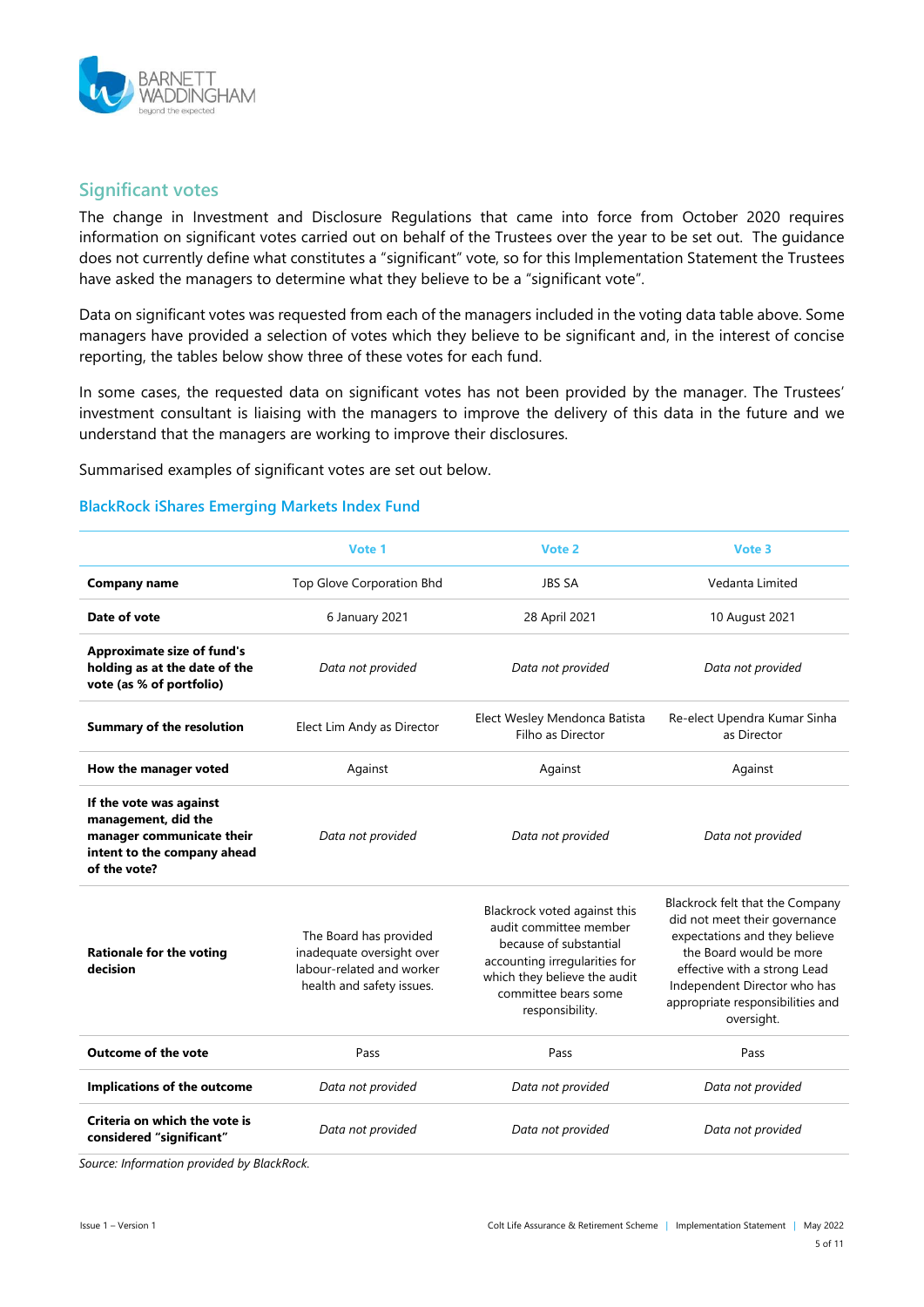## Significant votes

The change in Investment and Disclosure Regulations that came into force from October 2020 requires information on significant votes carried out on behalf of the Trustees over the year to be set out. The guidance does not currently define what constitutes a "significant" vote, so for this Implementation Statement the Trustees have asked the managers to determine what they believe to be a "significant vote".

Data on significant votes was requested from each of the managers included in the voting data table above. Some managers have provided a selection of votes which they believe to be significant and, in the interest of concise reporting, the tables below show three of these votes for each fund.

In some cases, the requested data on significant votes has not been provided by the manager. The Trustees' investment consultant is liaising with the managers to improve the delivery of this data in the future and we understand that the managers are working to improve their disclosures.

Summarised examples of significant votes are set out below.

### BlackRock iShares Emerging Markets Index Fund

| | Vote 1 | Vote 2 | Vote 3 |
|---|---|---|---|
| **Company name** | Top Glove Corporation Bhd | JBS SA | Vedanta Limited |
| **Date of vote** | 6 January 2021 | 28 April 2021 | 10 August 2021 |
| **Approximate size of fund's holding as at the date of the vote (as % of portfolio)** | *Data not provided* | *Data not provided* | *Data not provided* |
| **Summary of the resolution** | Elect Lim Andy as Director | Elect Wesley Mendonca Batista Filho as Director | Re-elect Upendra Kumar Sinha as Director |
| **How the manager voted** | Against | Against | Against |
| **If the vote was against management, did the manager communicate their intent to the company ahead of the vote?** | *Data not provided* | *Data not provided* | *Data not provided* |
| **Rationale for the voting decision** | The Board has provided inadequate oversight over labour-related and worker health and safety issues. | Blackrock voted against this audit committee member because of substantial accounting irregularities for which they believe the audit committee bears some responsibility. | Blackrock felt that the Company did not meet their governance expectations and they believe the Board would be more effective with a strong Lead Independent Director who has appropriate responsibilities and oversight. |
| **Outcome of the vote** | Pass | Pass | Pass |
| **Implications of the outcome** | *Data not provided* | *Data not provided* | *Data not provided* |
| **Criteria on which the vote is considered "significant"** | *Data not provided* | *Data not provided* | *Data not provided* |

*Source: Information provided by BlackRock.*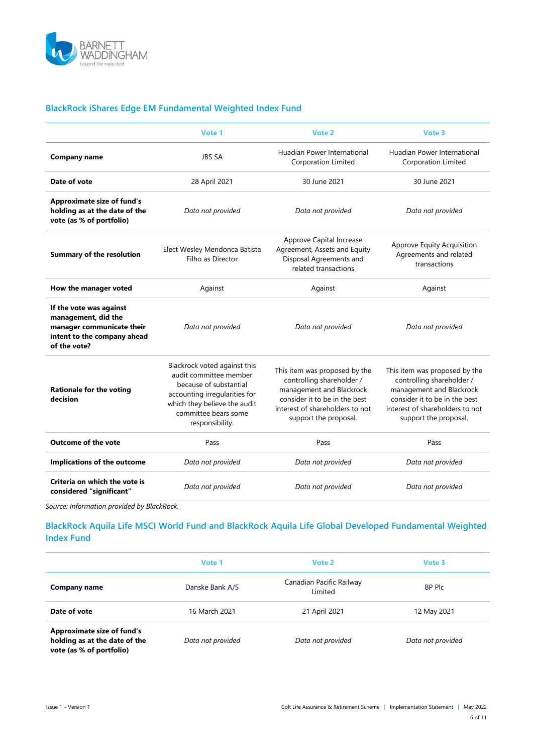## BlackRock iShares Edge EM Fundamental Weighted Index Fund

| | Vote 1 | Vote 2 | Vote 3 |
|---|---|---|---|
| **Company name** | JBS SA | Huadian Power International Corporation Limited | Huadian Power International Corporation Limited |
| **Date of vote** | 28 April 2021 | 30 June 2021 | 30 June 2021 |
| **Approximate size of fund's holding as at the date of the vote (as % of portfolio)** | *Data not provided* | *Data not provided* | *Data not provided* |
| **Summary of the resolution** | Elect Wesley Mendonca Batista Filho as Director | Approve Capital Increase Agreement, Assets and Equity Disposal Agreements and related transactions | Approve Equity Acquisition Agreements and related transactions |
| **How the manager voted** | Against | Against | Against |
| **If the vote was against management, did the manager communicate their intent to the company ahead of the vote?** | *Data not provided* | *Data not provided* | *Data not provided* |
| **Rationale for the voting decision** | Blackrock voted against this audit committee member because of substantial accounting irregularities for which they believe the audit committee bears some responsibility. | This item was proposed by the controlling shareholder / management and Blackrock consider it to be in the best interest of shareholders to not support the proposal. | This item was proposed by the controlling shareholder / management and Blackrock consider it to be in the best interest of shareholders to not support the proposal. |
| **Outcome of the vote** | Pass | Pass | Pass |
| **Implications of the outcome** | *Data not provided* | *Data not provided* | *Data not provided* |
| **Criteria on which the vote is considered "significant"** | *Data not provided* | *Data not provided* | *Data not provided* |

*Source: Information provided by BlackRock.*

## BlackRock Aquila Life MSCI World Fund and BlackRock Aquila Life Global Developed Fundamental Weighted Index Fund

| | Vote 1 | Vote 2 | Vote 3 |
|---|---|---|---|
| **Company name** | Danske Bank A/S | Canadian Pacific Railway Limited | BP Plc |
| **Date of vote** | 16 March 2021 | 21 April 2021 | 12 May 2021 |
| **Approximate size of fund's holding as at the date of the vote (as % of portfolio)** | *Data not provided* | *Data not provided* | *Data not provided* |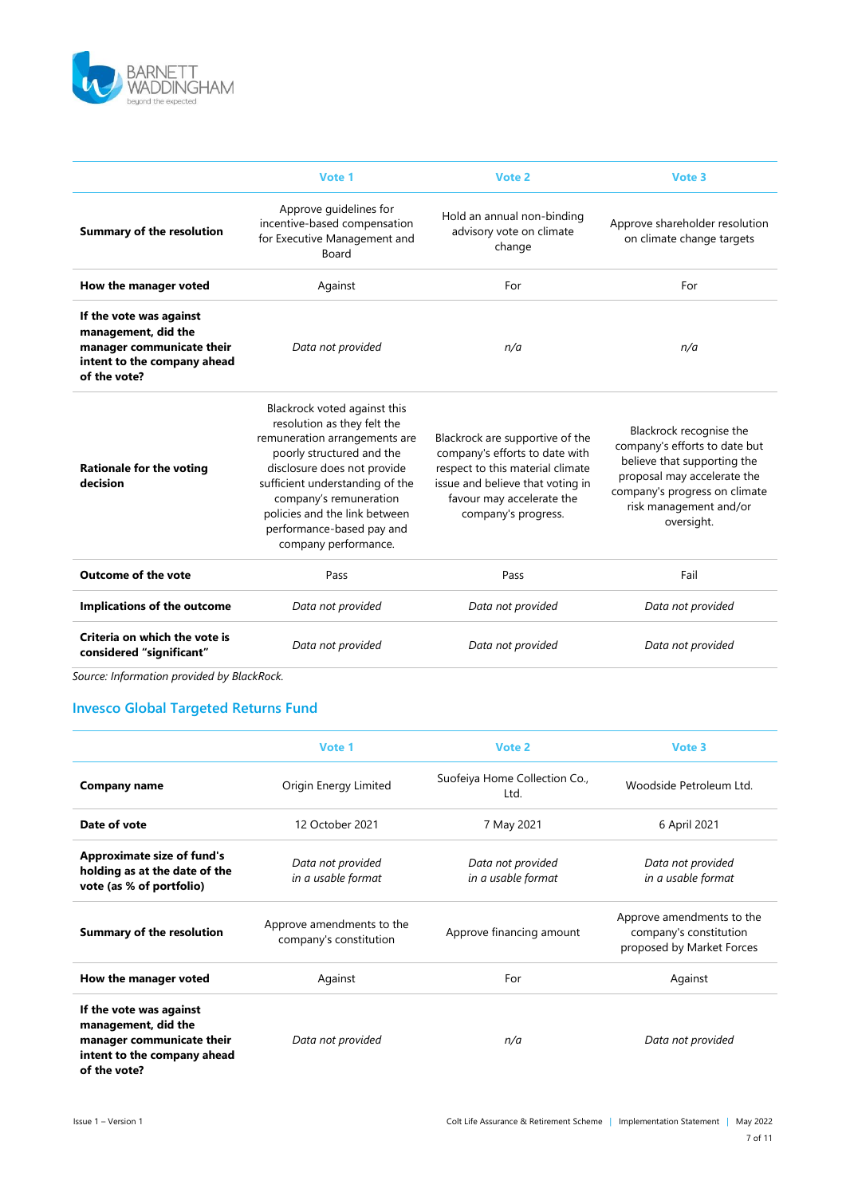| | Vote 1 | Vote 2 | Vote 3 |
|---|---|---|---|
| **Summary of the resolution** | Approve guidelines for incentive-based compensation for Executive Management and Board | Hold an annual non-binding advisory vote on climate change | Approve shareholder resolution on climate change targets |
| **How the manager voted** | Against | For | For |
| **If the vote was against management, did the manager communicate their intent to the company ahead of the vote?** | *Data not provided* | *n/a* | *n/a* |
| **Rationale for the voting decision** | Blackrock voted against this resolution as they felt the remuneration arrangements are poorly structured and the disclosure does not provide sufficient understanding of the company's remuneration policies and the link between performance-based pay and company performance. | Blackrock are supportive of the company's efforts to date with respect to this material climate issue and believe that voting in favour may accelerate the company's progress. | Blackrock recognise the company's efforts to date but believe that supporting the proposal may accelerate the company's progress on climate risk management and/or oversight. |
| **Outcome of the vote** | Pass | Pass | Fail |
| **Implications of the outcome** | *Data not provided* | *Data not provided* | *Data not provided* |
| **Criteria on which the vote is considered "significant"** | *Data not provided* | *Data not provided* | *Data not provided* |

*Source: Information provided by BlackRock.*

## Invesco Global Targeted Returns Fund

| | Vote 1 | Vote 2 | Vote 3 |
|---|---|---|---|
| **Company name** | Origin Energy Limited | Suofeiya Home Collection Co., Ltd. | Woodside Petroleum Ltd. |
| **Date of vote** | 12 October 2021 | 7 May 2021 | 6 April 2021 |
| **Approximate size of fund's holding as at the date of the vote (as % of portfolio)** | *Data not provided in a usable format* | *Data not provided in a usable format* | *Data not provided in a usable format* |
| **Summary of the resolution** | Approve amendments to the company's constitution | Approve financing amount | Approve amendments to the company's constitution proposed by Market Forces |
| **How the manager voted** | Against | For | Against |
| **If the vote was against management, did the manager communicate their intent to the company ahead of the vote?** | *Data not provided* | *n/a* | *Data not provided* |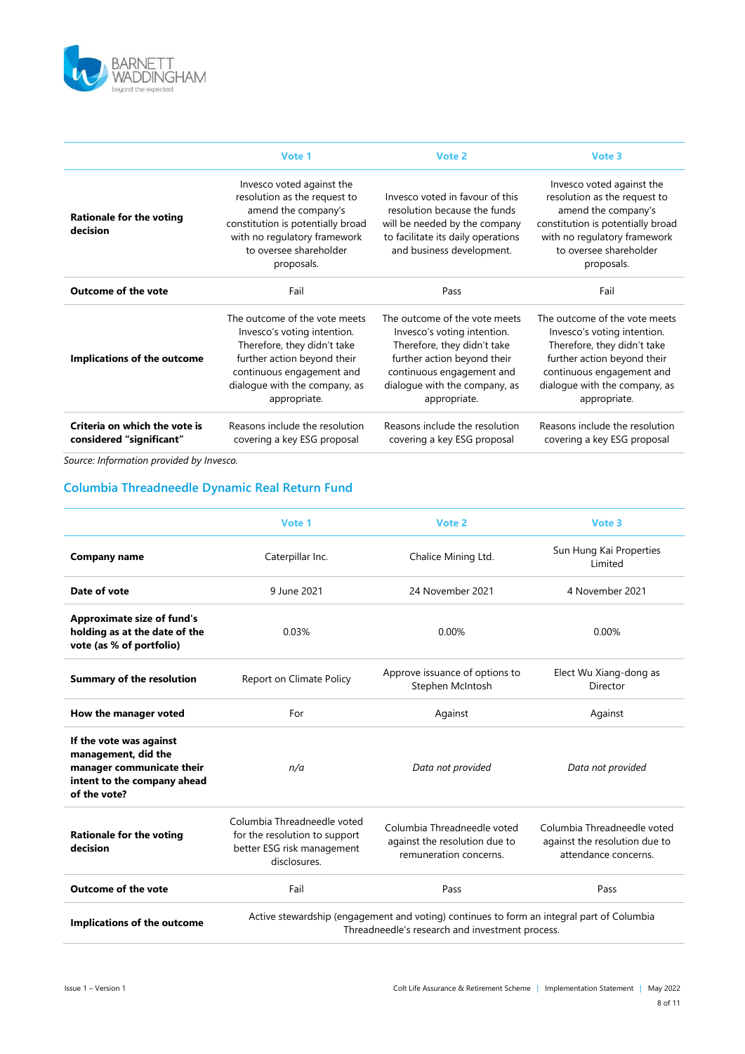| | Vote 1 | Vote 2 | Vote 3 |
|---|---|---|---|
| **Rationale for the voting decision** | Invesco voted against the resolution as the request to amend the company's constitution is potentially broad with no regulatory framework to oversee shareholder proposals. | Invesco voted in favour of this resolution because the funds will be needed by the company to facilitate its daily operations and business development. | Invesco voted against the resolution as the request to amend the company's constitution is potentially broad with no regulatory framework to oversee shareholder proposals. |
| **Outcome of the vote** | Fail | Pass | Fail |
| **Implications of the outcome** | The outcome of the vote meets Invesco's voting intention. Therefore, they didn't take further action beyond their continuous engagement and dialogue with the company, as appropriate. | The outcome of the vote meets Invesco's voting intention. Therefore, they didn't take further action beyond their continuous engagement and dialogue with the company, as appropriate. | The outcome of the vote meets Invesco's voting intention. Therefore, they didn't take further action beyond their continuous engagement and dialogue with the company, as appropriate. |
| **Criteria on which the vote is considered "significant"** | Reasons include the resolution covering a key ESG proposal | Reasons include the resolution covering a key ESG proposal | Reasons include the resolution covering a key ESG proposal |

*Source: Information provided by Invesco.*

## Columbia Threadneedle Dynamic Real Return Fund

| | Vote 1 | Vote 2 | Vote 3 |
|---|---|---|---|
| **Company name** | Caterpillar Inc. | Chalice Mining Ltd. | Sun Hung Kai Properties Limited |
| **Date of vote** | 9 June 2021 | 24 November 2021 | 4 November 2021 |
| **Approximate size of fund's holding as at the date of the vote (as % of portfolio)** | 0.03% | 0.00% | 0.00% |
| **Summary of the resolution** | Report on Climate Policy | Approve issuance of options to Stephen McIntosh | Elect Wu Xiang-dong as Director |
| **How the manager voted** | For | Against | Against |
| **If the vote was against management, did the manager communicate their intent to the company ahead of the vote?** | *n/a* | *Data not provided* | *Data not provided* |
| **Rationale for the voting decision** | Columbia Threadneedle voted for the resolution to support better ESG risk management disclosures. | Columbia Threadneedle voted against the resolution due to remuneration concerns. | Columbia Threadneedle voted against the resolution due to attendance concerns. |
| **Outcome of the vote** | Fail | Pass | Pass |
| **Implications of the outcome** | Active stewardship (engagement and voting) continues to form an integral part of Columbia Threadneedle's research and investment process. | | |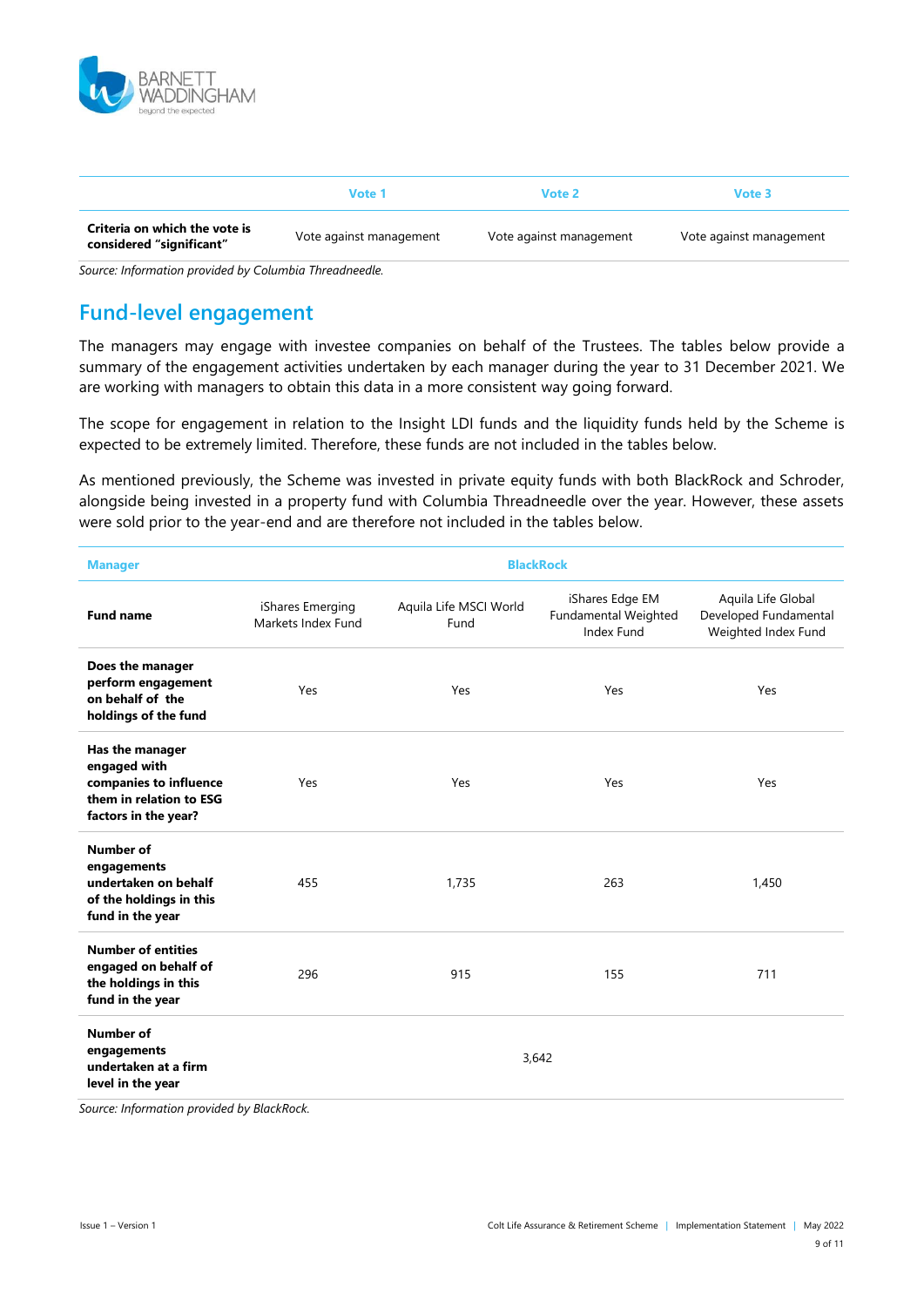| | Vote 1 | Vote 2 | Vote 3 |
|---|---|---|---|
| **Criteria on which the vote is considered "significant"** | Vote against management | Vote against management | Vote against management |

*Source: Information provided by Columbia Threadneedle.*

## Fund-level engagement

The managers may engage with investee companies on behalf of the Trustees. The tables below provide a summary of the engagement activities undertaken by each manager during the year to 31 December 2021. We are working with managers to obtain this data in a more consistent way going forward.

The scope for engagement in relation to the Insight LDI funds and the liquidity funds held by the Scheme is expected to be extremely limited. Therefore, these funds are not included in the tables below.

As mentioned previously, the Scheme was invested in private equity funds with both BlackRock and Schroder, alongside being invested in a property fund with Columbia Threadneedle over the year. However, these assets were sold prior to the year-end and are therefore not included in the tables below.

| Manager | BlackRock | | | |
|---|---|---|---|---|
| **Fund name** | iShares Emerging Markets Index Fund | Aquila Life MSCI World Fund | iShares Edge EM Fundamental Weighted Index Fund | Aquila Life Global Developed Fundamental Weighted Index Fund |
| **Does the manager perform engagement on behalf of the holdings of the fund** | Yes | Yes | Yes | Yes |
| **Has the manager engaged with companies to influence them in relation to ESG factors in the year?** | Yes | Yes | Yes | Yes |
| **Number of engagements undertaken on behalf of the holdings in this fund in the year** | 455 | 1,735 | 263 | 1,450 |
| **Number of entities engaged on behalf of the holdings in this fund in the year** | 296 | 915 | 155 | 711 |
| **Number of engagements undertaken at a firm level in the year** | 3,642 | | | |

*Source: Information provided by BlackRock.*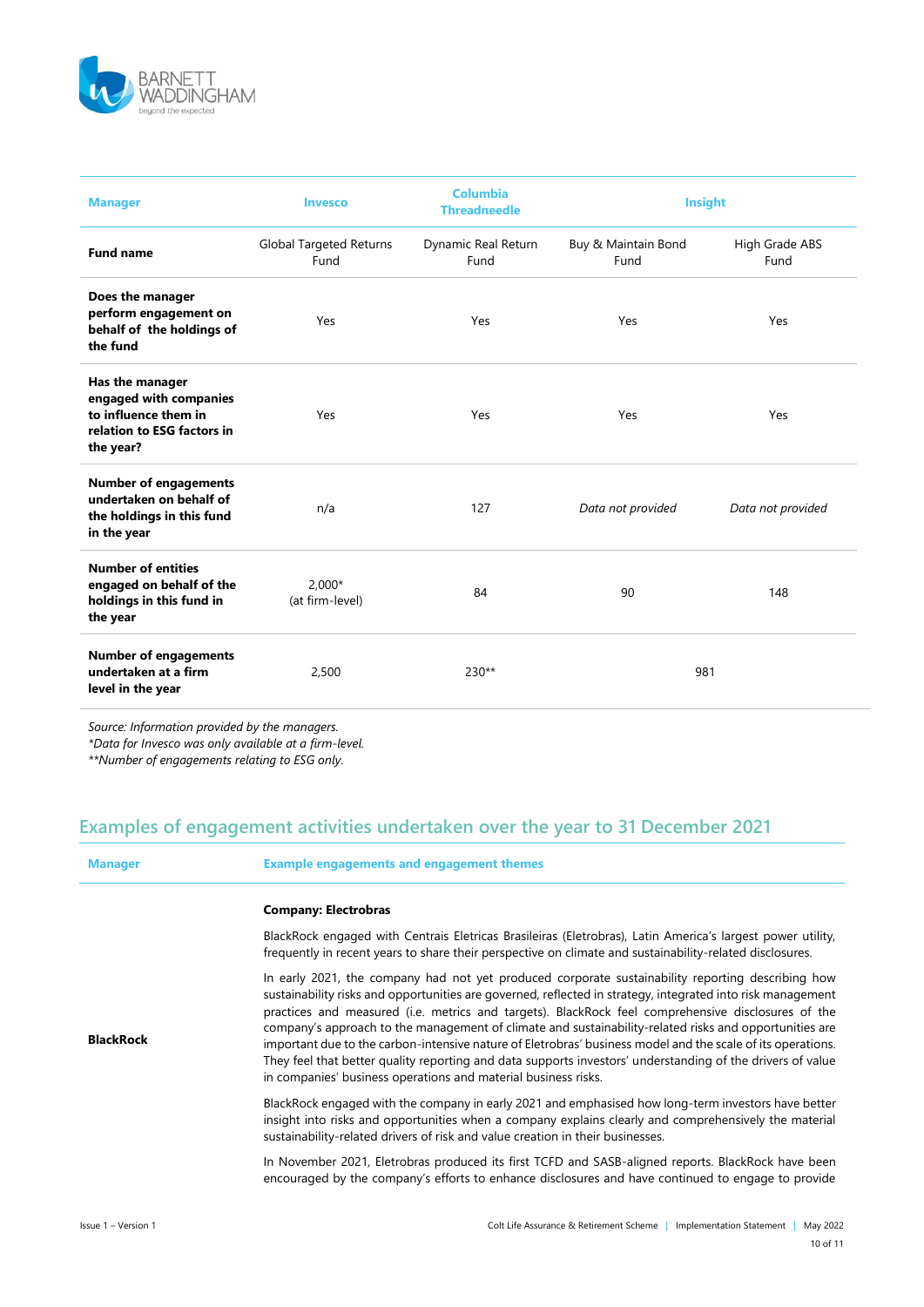| Manager | Invesco | Columbia Threadneedle | Insight | |
|---|---|---|---|---|
| **Fund name** | Global Targeted Returns Fund | Dynamic Real Return Fund | Buy & Maintain Bond Fund | High Grade ABS Fund |
| **Does the manager perform engagement on behalf of the holdings of the fund** | Yes | Yes | Yes | Yes |
| **Has the manager engaged with companies to influence them in relation to ESG factors in the year?** | Yes | Yes | Yes | Yes |
| **Number of engagements undertaken on behalf of the holdings in this fund in the year** | n/a | 127 | *Data not provided* | *Data not provided* |
| **Number of entities engaged on behalf of the holdings in this fund in the year** | 2,000* (at firm-level) | 84 | 90 | 148 |
| **Number of engagements undertaken at a firm level in the year** | 2,500 | 230** | 981 | |

*Source: Information provided by the managers.*
*\*Data for Invesco was only available at a firm-level.*
*\*\*Number of engagements relating to ESG only.*

## Examples of engagement activities undertaken over the year to 31 December 2021

| Manager | Example engagements and engagement themes |
|---|---|
| **BlackRock** | **Company: Electrobras**<br><br>BlackRock engaged with Centrais Eletricas Brasileiras (Eletrobras), Latin America's largest power utility, frequently in recent years to share their perspective on climate and sustainability-related disclosures.<br><br>In early 2021, the company had not yet produced corporate sustainability reporting describing how sustainability risks and opportunities are governed, reflected in strategy, integrated into risk management practices and measured (i.e. metrics and targets). BlackRock feel comprehensive disclosures of the company's approach to the management of climate and sustainability-related risks and opportunities are important due to the carbon-intensive nature of Eletrobras' business model and the scale of its operations. They feel that better quality reporting and data supports investors' understanding of the drivers of value in companies' business operations and material business risks.<br><br>BlackRock engaged with the company in early 2021 and emphasised how long-term investors have better insight into risks and opportunities when a company explains clearly and comprehensively the material sustainability-related drivers of risk and value creation in their businesses.<br><br>In November 2021, Eletrobras produced its first TCFD and SASB-aligned reports. BlackRock have been encouraged by the company's efforts to enhance disclosures and have continued to engage to provide |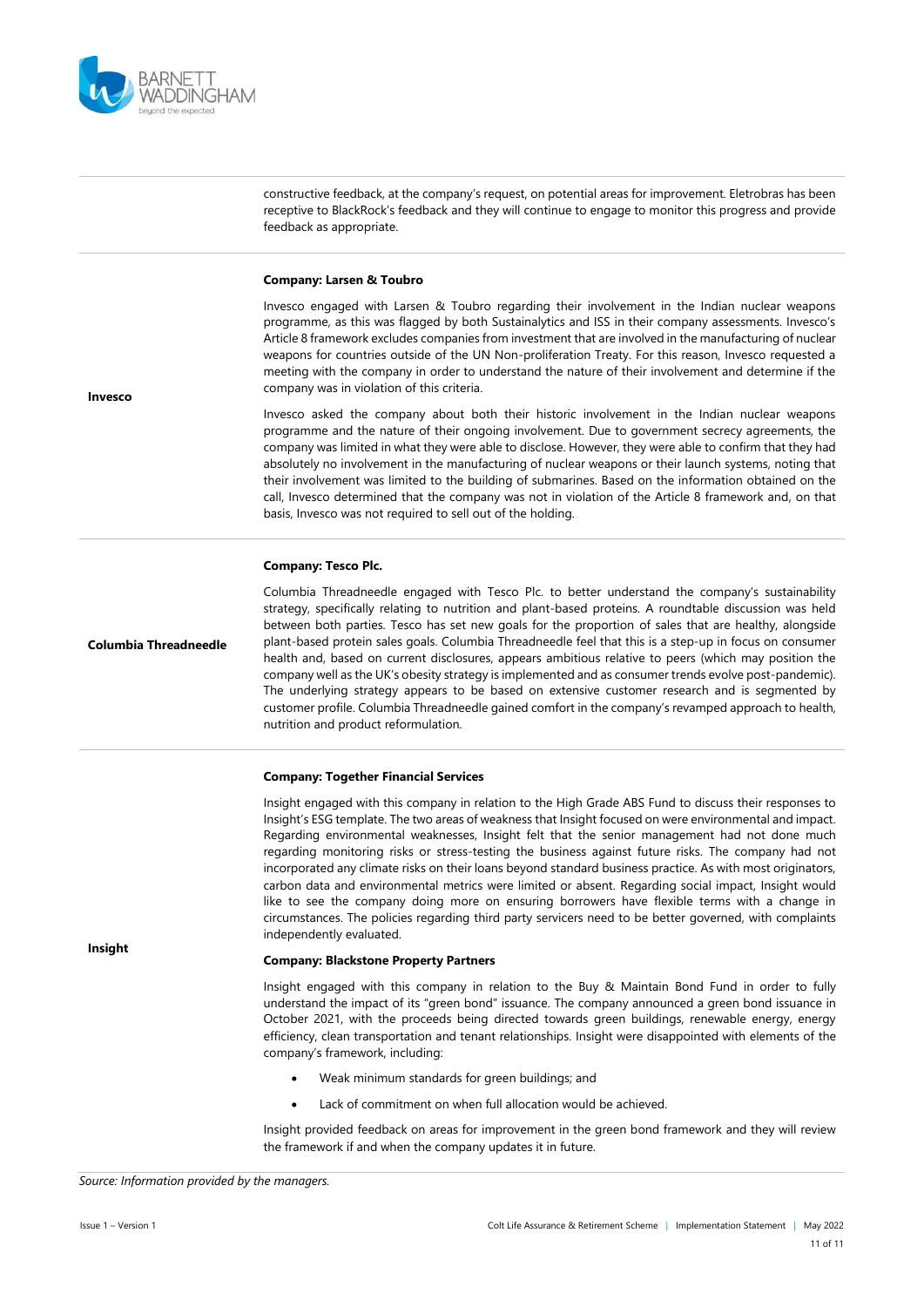| | |
|---|---|
| | constructive feedback, at the company's request, on potential areas for improvement. Eletrobras has been receptive to BlackRock's feedback and they will continue to engage to monitor this progress and provide feedback as appropriate. |
| **Invesco** | **Company: Larsen & Toubro**<br><br>Invesco engaged with Larsen & Toubro regarding their involvement in the Indian nuclear weapons programme, as this was flagged by both Sustainalytics and ISS in their company assessments. Invesco's Article 8 framework excludes companies from investment that are involved in the manufacturing of nuclear weapons for countries outside of the UN Non-proliferation Treaty. For this reason, Invesco requested a meeting with the company in order to understand the nature of their involvement and determine if the company was in violation of this criteria.<br><br>Invesco asked the company about both their historic involvement in the Indian nuclear weapons programme and the nature of their ongoing involvement. Due to government secrecy agreements, the company was limited in what they were able to disclose. However, they were able to confirm that they had absolutely no involvement in the manufacturing of nuclear weapons or their launch systems, noting that their involvement was limited to the building of submarines. Based on the information obtained on the call, Invesco determined that the company was not in violation of the Article 8 framework and, on that basis, Invesco was not required to sell out of the holding. |
| **Columbia Threadneedle** | **Company: Tesco Plc.**<br><br>Columbia Threadneedle engaged with Tesco Plc. to better understand the company's sustainability strategy, specifically relating to nutrition and plant-based proteins. A roundtable discussion was held between both parties. Tesco has set new goals for the proportion of sales that are healthy, alongside plant-based protein sales goals. Columbia Threadneedle feel that this is a step-up in focus on consumer health and, based on current disclosures, appears ambitious relative to peers (which may position the company well as the UK's obesity strategy is implemented and as consumer trends evolve post-pandemic). The underlying strategy appears to be based on extensive customer research and is segmented by customer profile. Columbia Threadneedle gained comfort in the company's revamped approach to health, nutrition and product reformulation. |
| **Insight** | **Company: Together Financial Services**<br><br>Insight engaged with this company in relation to the High Grade ABS Fund to discuss their responses to Insight's ESG template. The two areas of weakness that Insight focused on were environmental and impact. Regarding environmental weaknesses, Insight felt that the senior management had not done much regarding monitoring risks or stress-testing the business against future risks. The company had not incorporated any climate risks on their loans beyond standard business practice. As with most originators, carbon data and environmental metrics were limited or absent. Regarding social impact, Insight would like to see the company doing more on ensuring borrowers have flexible terms with a change in circumstances. The policies regarding third party servicers need to be better governed, with complaints independently evaluated.<br><br>**Company: Blackstone Property Partners**<br><br>Insight engaged with this company in relation to the Buy & Maintain Bond Fund in order to fully understand the impact of its "green bond" issuance. The company announced a green bond issuance in October 2021, with the proceeds being directed towards green buildings, renewable energy, energy efficiency, clean transportation and tenant relationships. Insight were disappointed with elements of the company's framework, including:<br><br>• Weak minimum standards for green buildings; and<br>• Lack of commitment on when full allocation would be achieved.<br><br>Insight provided feedback on areas for improvement in the green bond framework and they will review the framework if and when the company updates it in future. |

*Source: Information provided by the managers.*